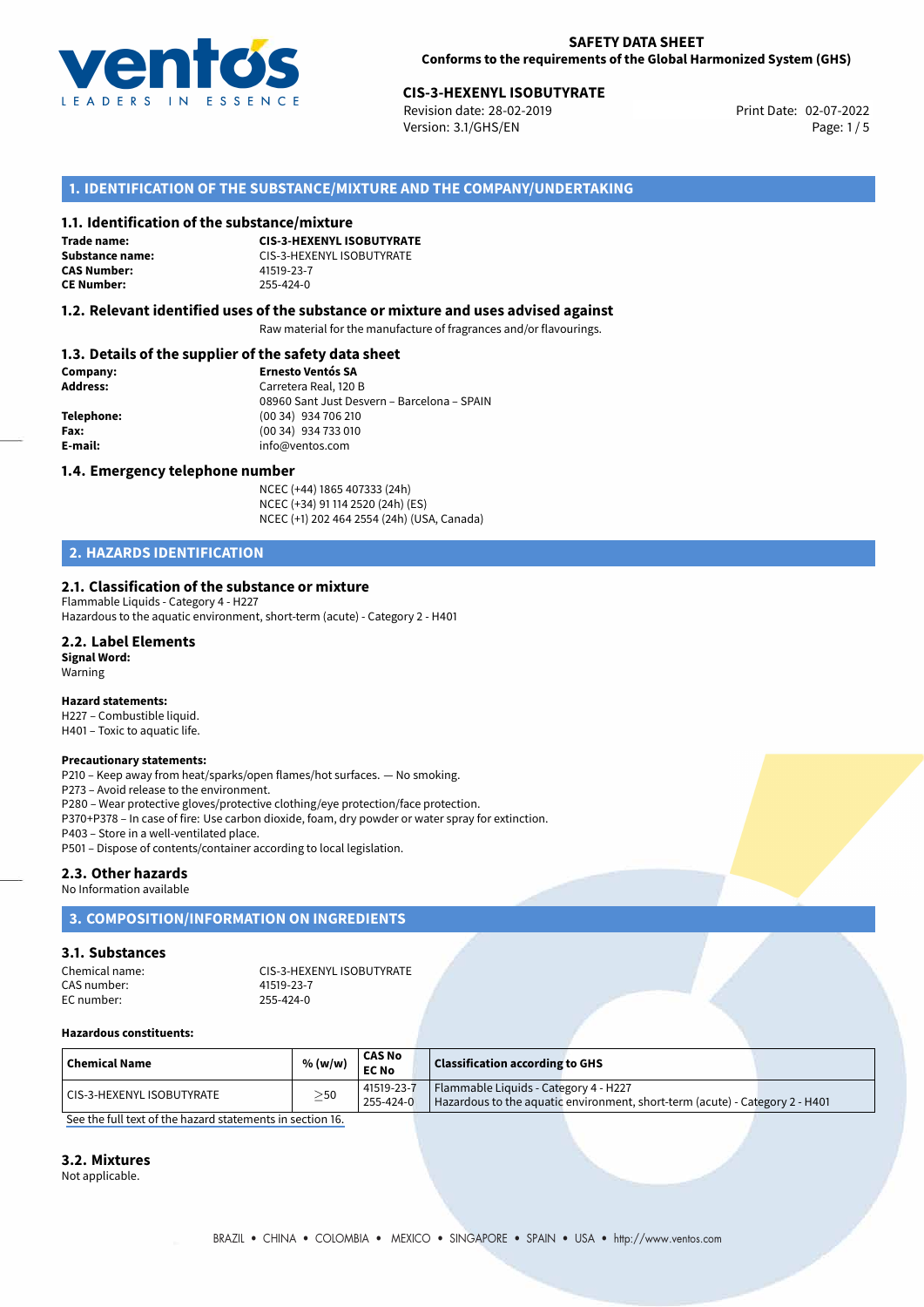**SAFETY DATA SHEET**
**Conforms to the requirements of the Global Harmonized System (GHS)**

**CIS-3-HEXENYL ISOBUTYRATE**
Revision date: 28-02-2019
Version: 3.1/GHS/EN
Print Date: 02-07-2022

## 1. IDENTIFICATION OF THE SUBSTANCE/MIXTURE AND THE COMPANY/UNDERTAKING

### 1.1. Identification of the substance/mixture

**Trade name:** **CIS-3-HEXENYL ISOBUTYRATE**
**Substance name:** CIS-3-HEXENYL ISOBUTYRATE
**CAS Number:** 41519-23-7
**CE Number:** 255-424-0

### 1.2. Relevant identified uses of the substance or mixture and uses advised against

Raw material for the manufacture of fragrances and/or flavourings.

### 1.3. Details of the supplier of the safety data sheet

**Company:** **Ernesto Ventós SA**
**Address:** Carretera Real, 120 B
08960 Sant Just Desvern – Barcelona – SPAIN
**Telephone:** (00 34) 934 706 210
**Fax:** (00 34) 934 733 010
**E-mail:** info@ventos.com

### 1.4. Emergency telephone number

NCEC (+44) 1865 407333 (24h)
NCEC (+34) 91 114 2520 (24h) (ES)
NCEC (+1) 202 464 2554 (24h) (USA, Canada)

## 2. HAZARDS IDENTIFICATION

### 2.1. Classification of the substance or mixture

Flammable Liquids - Category 4 - H227
Hazardous to the aquatic environment, short-term (acute) - Category 2 - H401

### 2.2. Label Elements

**Signal Word:**
Warning

**Hazard statements:**
H227 – Combustible liquid.
H401 – Toxic to aquatic life.

**Precautionary statements:**
P210 – Keep away from heat/sparks/open flames/hot surfaces. — No smoking.
P273 – Avoid release to the environment.
P280 – Wear protective gloves/protective clothing/eye protection/face protection.
P370+P378 – In case of fire: Use carbon dioxide, foam, dry powder or water spray for extinction.
P403 – Store in a well-ventilated place.
P501 – Dispose of contents/container according to local legislation.

### 2.3. Other hazards

No Information available

## 3. COMPOSITION/INFORMATION ON INGREDIENTS

### 3.1. Substances

Chemical name: CIS-3-HEXENYL ISOBUTYRATE
CAS number: 41519-23-7
EC number: 255-424-0

**Hazardous constituents:**

| Chemical Name | % (w/w) | CAS No<br>EC No | Classification according to GHS |
|---|---|---|---|
| CIS-3-HEXENYL ISOBUTYRATE | $\geq$50 | 41519-23-7<br>255-424-0 | Flammable Liquids - Category 4 - H227<br>Hazardous to the aquatic environment, short-term (acute) - Category 2 - H401 |

See the full text of the hazard statements in section 16.

### 3.2. Mixtures

Not applicable.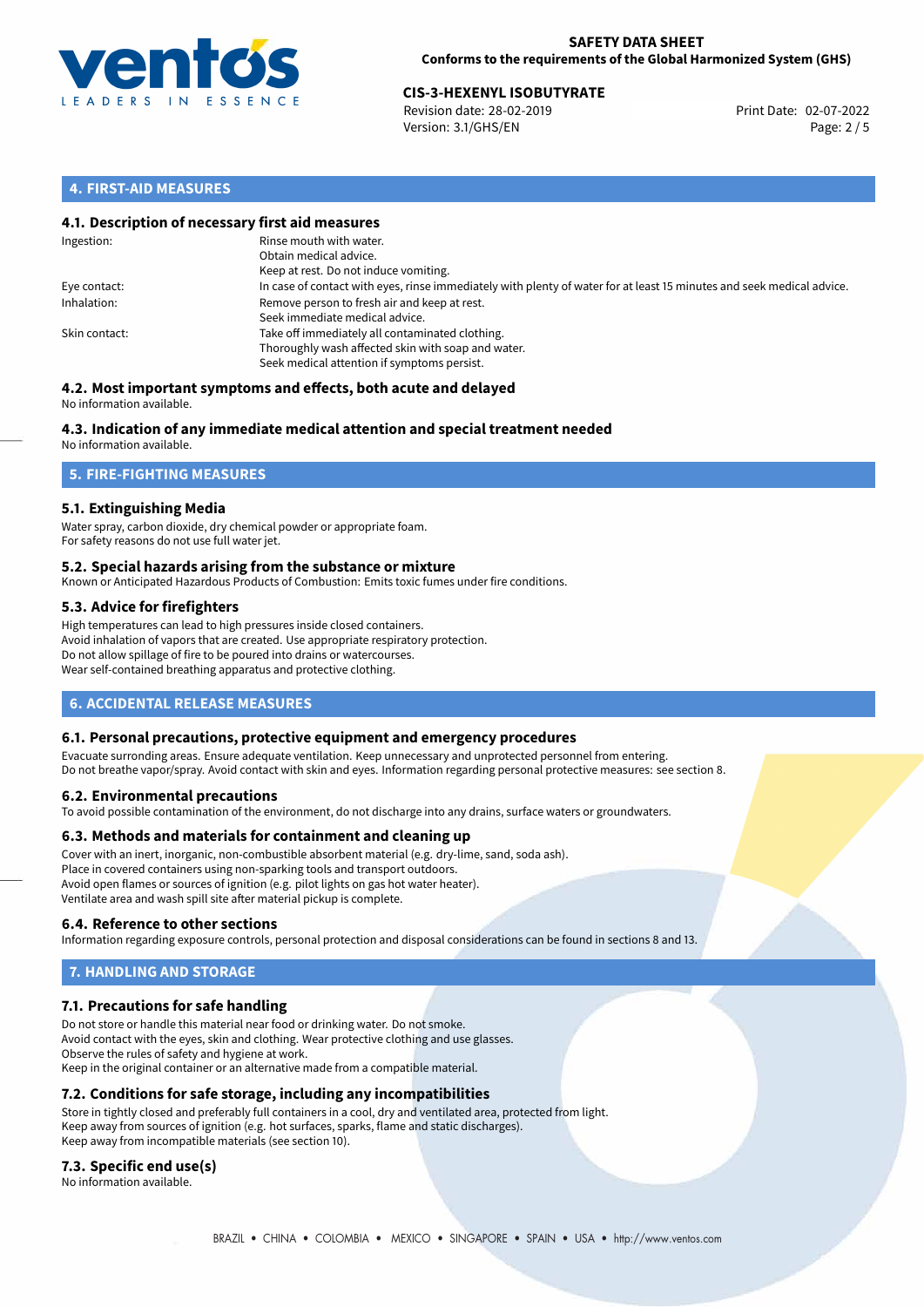## 4. FIRST-AID MEASURES

### 4.1. Description of necessary first aid measures

| | |
|---|---|
| Ingestion: | Rinse mouth with water.<br>Obtain medical advice.<br>Keep at rest. Do not induce vomiting. |
| Eye contact: | In case of contact with eyes, rinse immediately with plenty of water for at least 15 minutes and seek medical advice. |
| Inhalation: | Remove person to fresh air and keep at rest.<br>Seek immediate medical advice. |
| Skin contact: | Take off immediately all contaminated clothing.<br>Thoroughly wash affected skin with soap and water.<br>Seek medical attention if symptoms persist. |

### 4.2. Most important symptoms and effects, both acute and delayed

No information available.

### 4.3. Indication of any immediate medical attention and special treatment needed

No information available.

## 5. FIRE-FIGHTING MEASURES

### 5.1. Extinguishing Media

Water spray, carbon dioxide, dry chemical powder or appropriate foam.
For safety reasons do not use full water jet.

### 5.2. Special hazards arising from the substance or mixture

Known or Anticipated Hazardous Products of Combustion: Emits toxic fumes under fire conditions.

### 5.3. Advice for firefighters

High temperatures can lead to high pressures inside closed containers.
Avoid inhalation of vapors that are created. Use appropriate respiratory protection.
Do not allow spillage of fire to be poured into drains or watercourses.
Wear self-contained breathing apparatus and protective clothing.

## 6. ACCIDENTAL RELEASE MEASURES

### 6.1. Personal precautions, protective equipment and emergency procedures

Evacuate surronding areas. Ensure adequate ventilation. Keep unnecessary and unprotected personnel from entering.
Do not breathe vapor/spray. Avoid contact with skin and eyes. Information regarding personal protective measures: see section 8.

### 6.2. Environmental precautions

To avoid possible contamination of the environment, do not discharge into any drains, surface waters or groundwaters.

### 6.3. Methods and materials for containment and cleaning up

Cover with an inert, inorganic, non-combustible absorbent material (e.g. dry-lime, sand, soda ash).
Place in covered containers using non-sparking tools and transport outdoors.
Avoid open flames or sources of ignition (e.g. pilot lights on gas hot water heater).
Ventilate area and wash spill site after material pickup is complete.

### 6.4. Reference to other sections

Information regarding exposure controls, personal protection and disposal considerations can be found in sections 8 and 13.

## 7. HANDLING AND STORAGE

### 7.1. Precautions for safe handling

Do not store or handle this material near food or drinking water. Do not smoke.
Avoid contact with the eyes, skin and clothing. Wear protective clothing and use glasses.
Observe the rules of safety and hygiene at work.
Keep in the original container or an alternative made from a compatible material.

### 7.2. Conditions for safe storage, including any incompatibilities

Store in tightly closed and preferably full containers in a cool, dry and ventilated area, protected from light.
Keep away from sources of ignition (e.g. hot surfaces, sparks, flame and static discharges).
Keep away from incompatible materials (see section 10).

### 7.3. Specific end use(s)

No information available.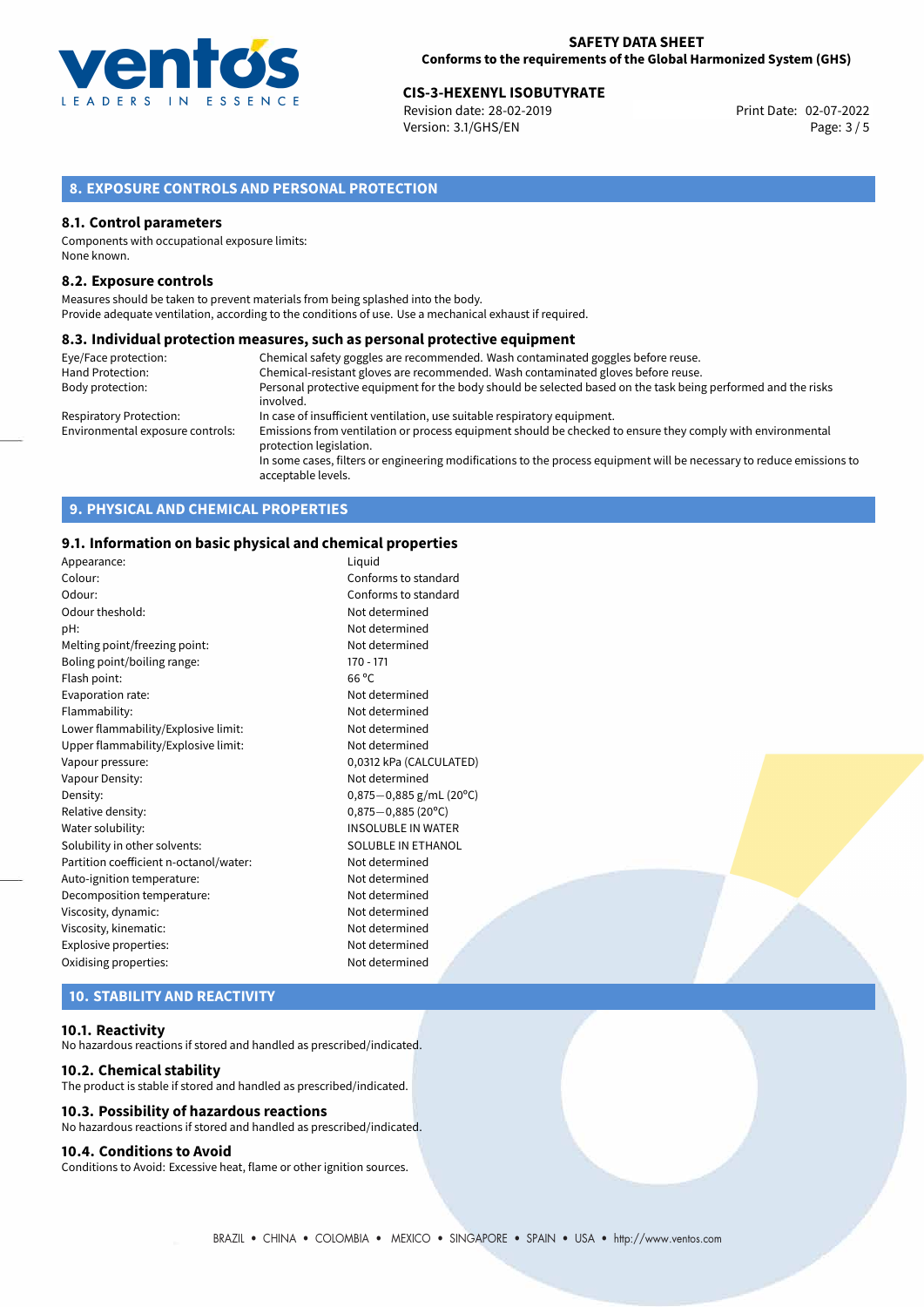## 8. EXPOSURE CONTROLS AND PERSONAL PROTECTION

### 8.1. Control parameters

Components with occupational exposure limits:
None known.

### 8.2. Exposure controls

Measures should be taken to prevent materials from being splashed into the body.
Provide adequate ventilation, according to the conditions of use. Use a mechanical exhaust if required.

### 8.3. Individual protection measures, such as personal protective equipment

| | |
|---|---|
| Eye/Face protection: | Chemical safety goggles are recommended. Wash contaminated goggles before reuse. |
| Hand Protection: | Chemical-resistant gloves are recommended. Wash contaminated gloves before reuse. |
| Body protection: | Personal protective equipment for the body should be selected based on the task being performed and the risks involved. |
| Respiratory Protection: | In case of insufficient ventilation, use suitable respiratory equipment. |
| Environmental exposure controls: | Emissions from ventilation or process equipment should be checked to ensure they comply with environmental protection legislation. In some cases, filters or engineering modifications to the process equipment will be necessary to reduce emissions to acceptable levels. |

## 9. PHYSICAL AND CHEMICAL PROPERTIES

### 9.1. Information on basic physical and chemical properties

| | |
|---|---|
| Appearance: | Liquid |
| Colour: | Conforms to standard |
| Odour: | Conforms to standard |
| Odour theshold: | Not determined |
| pH: | Not determined |
| Melting point/freezing point: | Not determined |
| Boling point/boiling range: | 170 - 171 |
| Flash point: | 66 °C |
| Evaporation rate: | Not determined |
| Flammability: | Not determined |
| Lower flammability/Explosive limit: | Not determined |
| Upper flammability/Explosive limit: | Not determined |
| Vapour pressure: | 0,0312 kPa (CALCULATED) |
| Vapour Density: | Not determined |
| Density: | 0,875−0,885 g/mL (20°C) |
| Relative density: | 0,875−0,885 (20°C) |
| Water solubility: | INSOLUBLE IN WATER |
| Solubility in other solvents: | SOLUBLE IN ETHANOL |
| Partition coefficient n-octanol/water: | Not determined |
| Auto-ignition temperature: | Not determined |
| Decomposition temperature: | Not determined |
| Viscosity, dynamic: | Not determined |
| Viscosity, kinematic: | Not determined |
| Explosive properties: | Not determined |
| Oxidising properties: | Not determined |

## 10. STABILITY AND REACTIVITY

### 10.1. Reactivity

No hazardous reactions if stored and handled as prescribed/indicated.

### 10.2. Chemical stability

The product is stable if stored and handled as prescribed/indicated.

### 10.3. Possibility of hazardous reactions

No hazardous reactions if stored and handled as prescribed/indicated.

### 10.4. Conditions to Avoid

Conditions to Avoid: Excessive heat, flame or other ignition sources.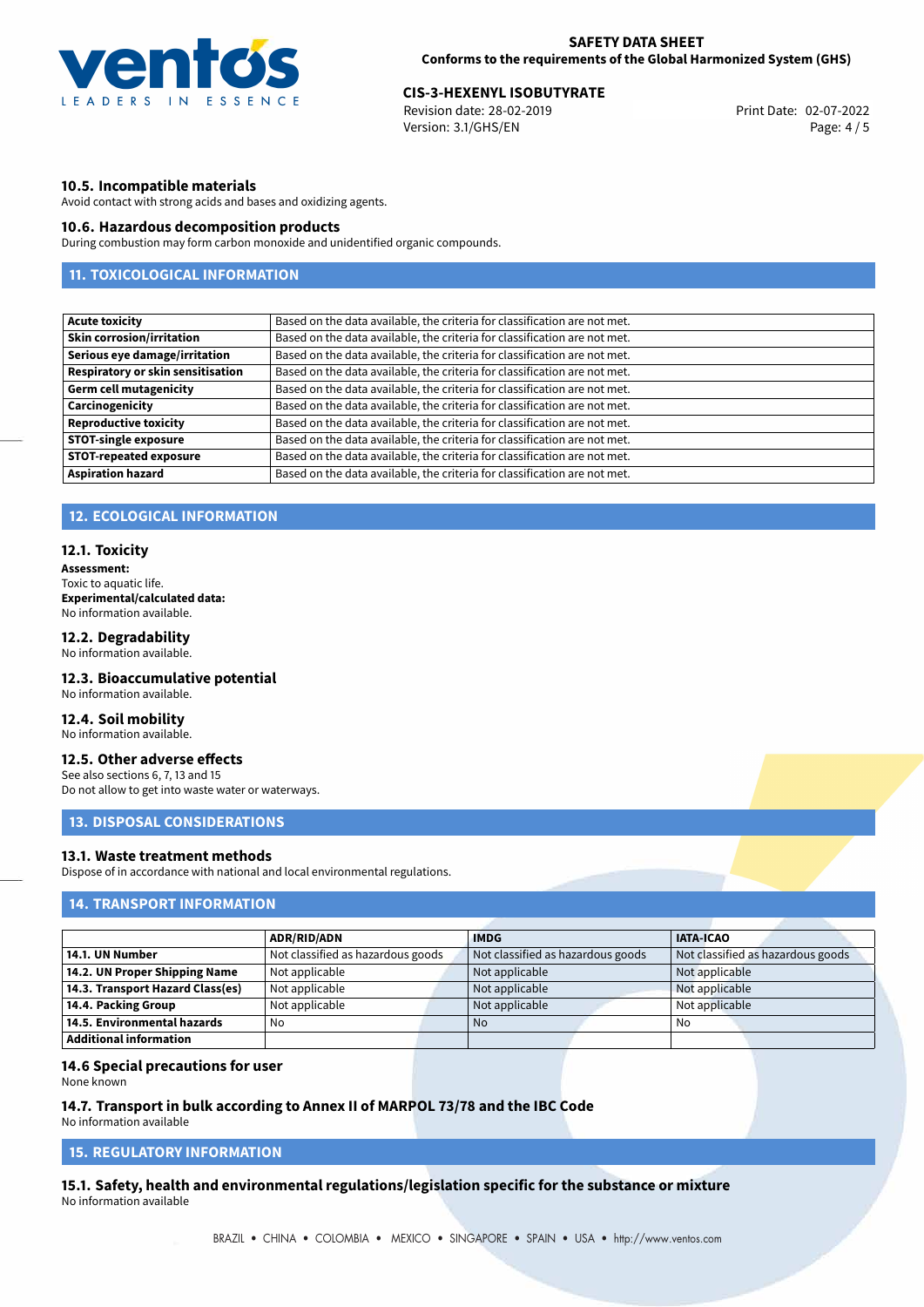### 10.5. Incompatible materials
Avoid contact with strong acids and bases and oxidizing agents.

### 10.6. Hazardous decomposition products
During combustion may form carbon monoxide and unidentified organic compounds.

## 11. TOXICOLOGICAL INFORMATION

| | |
|---|---|
| **Acute toxicity** | Based on the data available, the criteria for classification are not met. |
| **Skin corrosion/irritation** | Based on the data available, the criteria for classification are not met. |
| **Serious eye damage/irritation** | Based on the data available, the criteria for classification are not met. |
| **Respiratory or skin sensitisation** | Based on the data available, the criteria for classification are not met. |
| **Germ cell mutagenicity** | Based on the data available, the criteria for classification are not met. |
| **Carcinogenicity** | Based on the data available, the criteria for classification are not met. |
| **Reproductive toxicity** | Based on the data available, the criteria for classification are not met. |
| **STOT-single exposure** | Based on the data available, the criteria for classification are not met. |
| **STOT-repeated exposure** | Based on the data available, the criteria for classification are not met. |
| **Aspiration hazard** | Based on the data available, the criteria for classification are not met. |

## 12. ECOLOGICAL INFORMATION

### 12.1. Toxicity
**Assessment:**
Toxic to aquatic life.
**Experimental/calculated data:**
No information available.

### 12.2. Degradability
No information available.

### 12.3. Bioaccumulative potential
No information available.

### 12.4. Soil mobility
No information available.

### 12.5. Other adverse effects
See also sections 6, 7, 13 and 15
Do not allow to get into waste water or waterways.

## 13. DISPOSAL CONSIDERATIONS

### 13.1. Waste treatment methods
Dispose of in accordance with national and local environmental regulations.

## 14. TRANSPORT INFORMATION

| | ADR/RID/ADN | IMDG | IATA-ICAO |
|---|---|---|---|
| **14.1. UN Number** | Not classified as hazardous goods | Not classified as hazardous goods | Not classified as hazardous goods |
| **14.2. UN Proper Shipping Name** | Not applicable | Not applicable | Not applicable |
| **14.3. Transport Hazard Class(es)** | Not applicable | Not applicable | Not applicable |
| **14.4. Packing Group** | Not applicable | Not applicable | Not applicable |
| **14.5. Environmental hazards** | No | No | No |
| **Additional information** | | | |

### 14.6 Special precautions for user
None known

### 14.7. Transport in bulk according to Annex II of MARPOL 73/78 and the IBC Code
No information available

## 15. REGULATORY INFORMATION

### 15.1. Safety, health and environmental regulations/legislation specific for the substance or mixture
No information available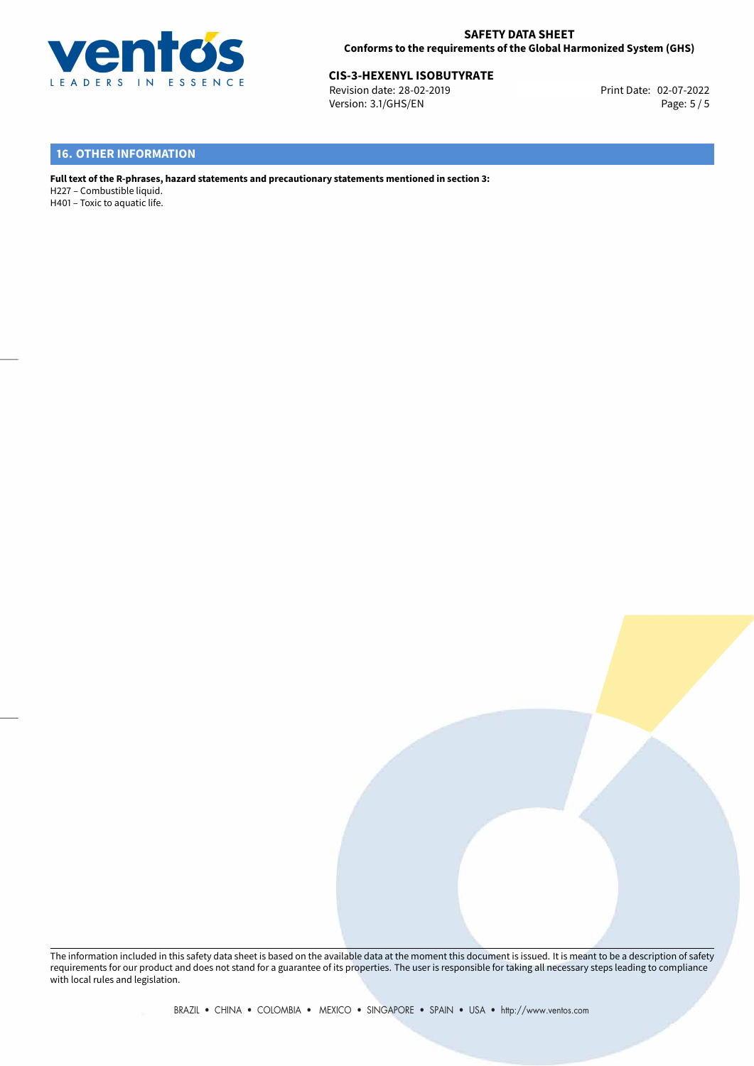## 16. OTHER INFORMATION

**Full text of the R-phrases, hazard statements and precautionary statements mentioned in section 3:**

H227 – Combustible liquid.
H401 – Toxic to aquatic life.

The information included in this safety data sheet is based on the available data at the moment this document is issued. It is meant to be a description of safety requirements for our product and does not stand for a guarantee of its properties. The user is responsible for taking all necessary steps leading to compliance with local rules and legislation.